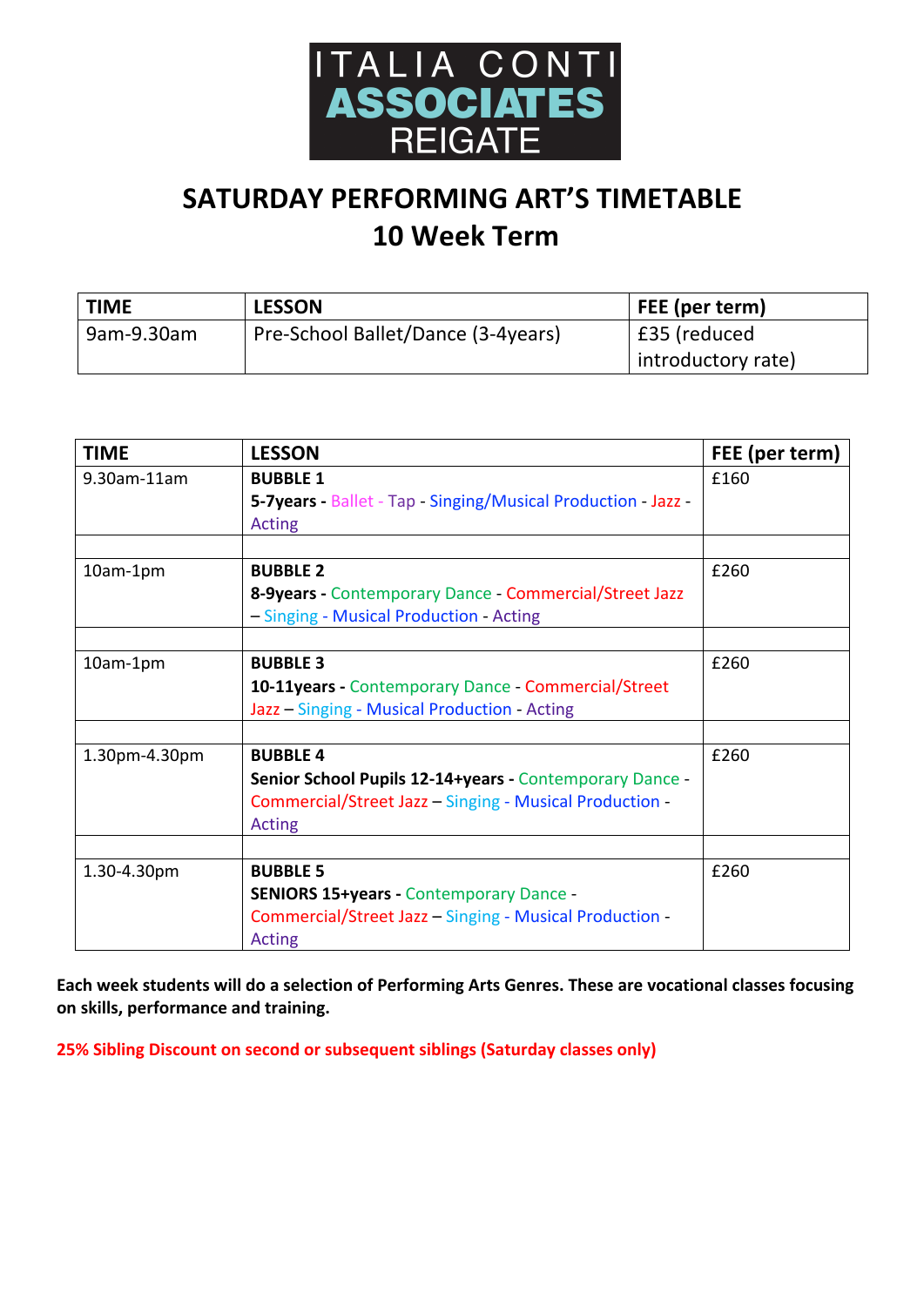# ITALIA CONTI ASSOCIATES REIGATE

## SATURDAY PERFORMING ART'S TIMETABLE
## 10 Week Term

| TIME | LESSON | FEE (per term) |
|---|---|---|
| 9am-9.30am | Pre-School Ballet/Dance (3-4years) | £35 (reduced introductory rate) |

| TIME | LESSON | FEE (per term) |
|---|---|---|
| 9.30am-11am | **BUBBLE 1**<br>**5-7years -** Ballet - Tap - Singing/Musical Production - Jazz - Acting | £160 |
| | | |
| 10am-1pm | **BUBBLE 2**<br>**8-9years -** Contemporary Dance - Commercial/Street Jazz – Singing - Musical Production - Acting | £260 |
| | | |
| 10am-1pm | **BUBBLE 3**<br>**10-11years -** Contemporary Dance - Commercial/Street Jazz – Singing - Musical Production - Acting | £260 |
| | | |
| 1.30pm-4.30pm | **BUBBLE 4**<br>**Senior School Pupils 12-14+years -** Contemporary Dance - Commercial/Street Jazz – Singing - Musical Production - Acting | £260 |
| | | |
| 1.30-4.30pm | **BUBBLE 5**<br>**SENIORS 15+years -** Contemporary Dance - Commercial/Street Jazz – Singing - Musical Production - Acting | £260 |

**Each week students will do a selection of Performing Arts Genres. These are vocational classes focusing on skills, performance and training.**

**25% Sibling Discount on second or subsequent siblings (Saturday classes only)**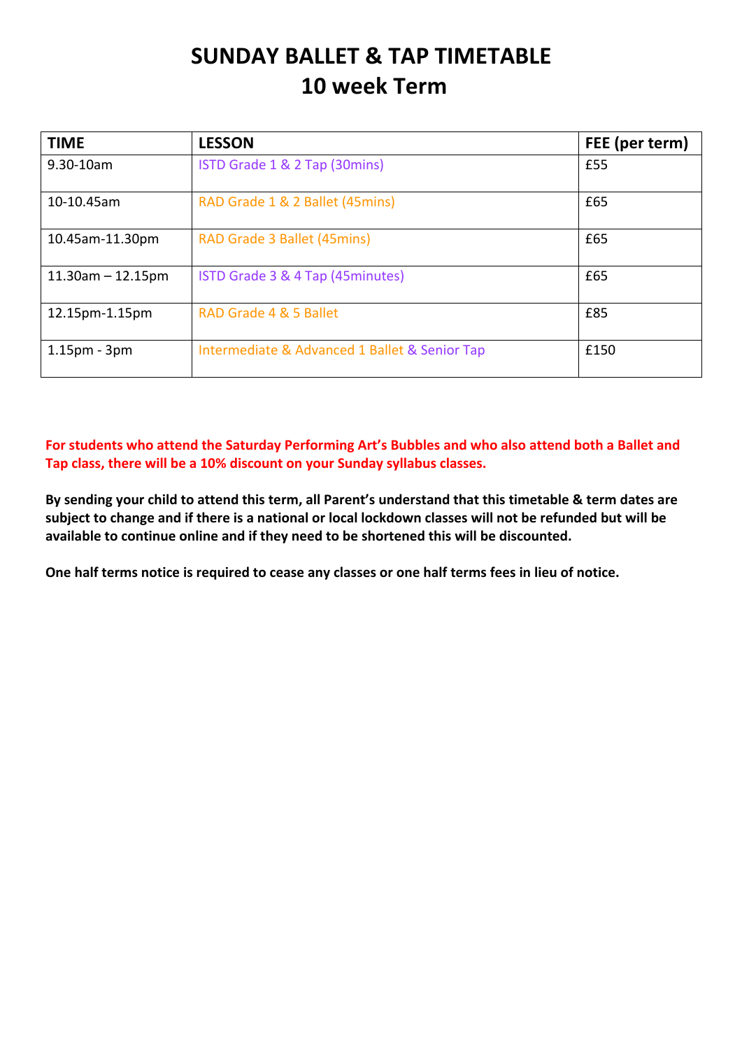# SUNDAY BALLET & TAP TIMETABLE
# 10 week Term

| TIME | LESSON | FEE (per term) |
|---|---|---|
| 9.30-10am | ISTD Grade 1 & 2 Tap (30mins) | £55 |
| 10-10.45am | RAD Grade 1 & 2 Ballet (45mins) | £65 |
| 10.45am-11.30pm | RAD Grade 3 Ballet (45mins) | £65 |
| 11.30am – 12.15pm | ISTD Grade 3 & 4 Tap (45minutes) | £65 |
| 12.15pm-1.15pm | RAD Grade 4 & 5 Ballet | £85 |
| 1.15pm - 3pm | Intermediate & Advanced 1 Ballet & Senior Tap | £150 |

**For students who attend the Saturday Performing Art's Bubbles and who also attend both a Ballet and Tap class, there will be a 10% discount on your Sunday syllabus classes.**

**By sending your child to attend this term, all Parent's understand that this timetable & term dates are subject to change and if there is a national or local lockdown classes will not be refunded but will be available to continue online and if they need to be shortened this will be discounted.**

**One half terms notice is required to cease any classes or one half terms fees in lieu of notice.**